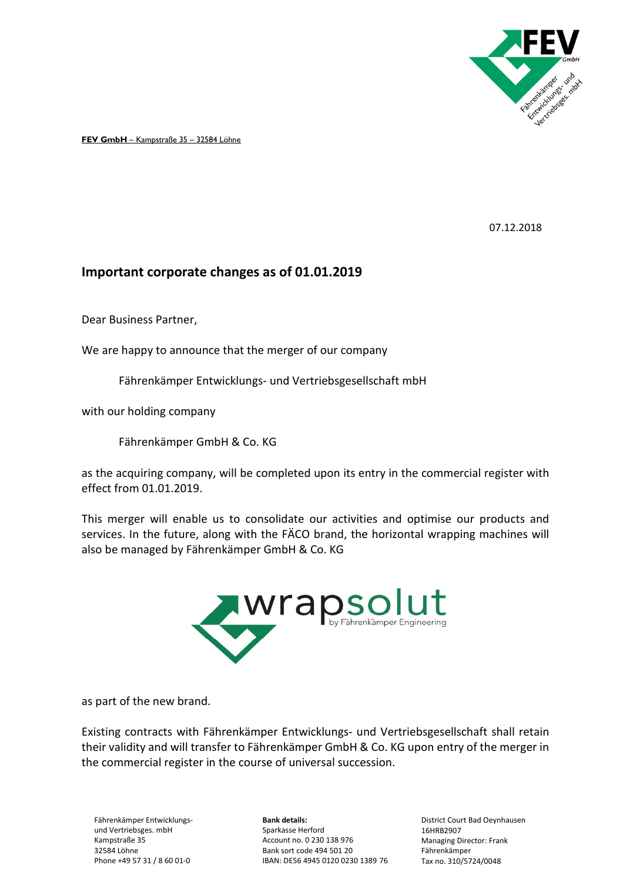**FEV GmbH** – Kampstraße 35 – 32584 Löhne

07.12.2018

## Important corporate changes as of 01.01.2019

Dear Business Partner,

We are happy to announce that the merger of our company

Fährenkämper Entwicklungs- und Vertriebsgesellschaft mbH

with our holding company

Fährenkämper GmbH & Co. KG

as the acquiring company, will be completed upon its entry in the commercial register with effect from 01.01.2019.

This merger will enable us to consolidate our activities and optimise our products and services. In the future, along with the FÄCO brand, the horizontal wrapping machines will also be managed by Fährenkämper GmbH & Co. KG

wrapsolut by Fährenkämper Engineering

as part of the new brand.

Existing contracts with Fährenkämper Entwicklungs- und Vertriebsgesellschaft shall retain their validity and will transfer to Fährenkämper GmbH & Co. KG upon entry of the merger in the commercial register in the course of universal succession.

Fährenkämper Entwicklungs- und Vertriebsges. mbH
Kampstraße 35
32584 Löhne
Phone +49 57 31 / 8 60 01-0

**Bank details:**
Sparkasse Herford
Account no. 0 230 138 976
Bank sort code 494 501 20
IBAN: DE56 4945 0120 0230 1389 76

District Court Bad Oeynhausen
16HRB2907
Managing Director: Frank Fährenkämper
Tax no. 310/5724/0048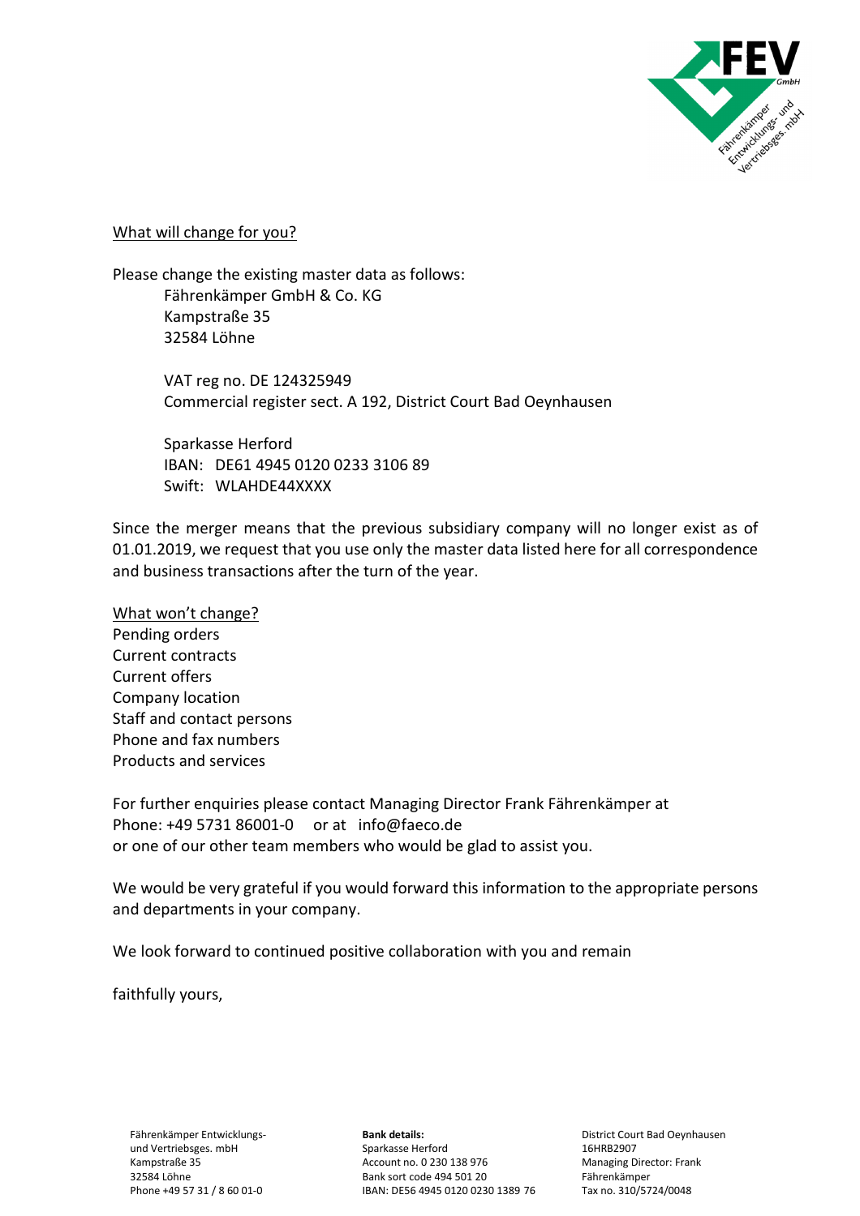What will change for you?

Please change the existing master data as follows:

Fährenkämper GmbH & Co. KG
Kampstraße 35
32584 Löhne

VAT reg no. DE 124325949
Commercial register sect. A 192, District Court Bad Oeynhausen

Sparkasse Herford
IBAN: DE61 4945 0120 0233 3106 89
Swift: WLAHDE44XXXX

Since the merger means that the previous subsidiary company will no longer exist as of 01.01.2019, we request that you use only the master data listed here for all correspondence and business transactions after the turn of the year.

What won't change?

Pending orders
Current contracts
Current offers
Company location
Staff and contact persons
Phone and fax numbers
Products and services

For further enquiries please contact Managing Director Frank Fährenkämper at
Phone: +49 5731 86001-0 or at info@faeco.de
or one of our other team members who would be glad to assist you.

We would be very grateful if you would forward this information to the appropriate persons and departments in your company.

We look forward to continued positive collaboration with you and remain

faithfully yours,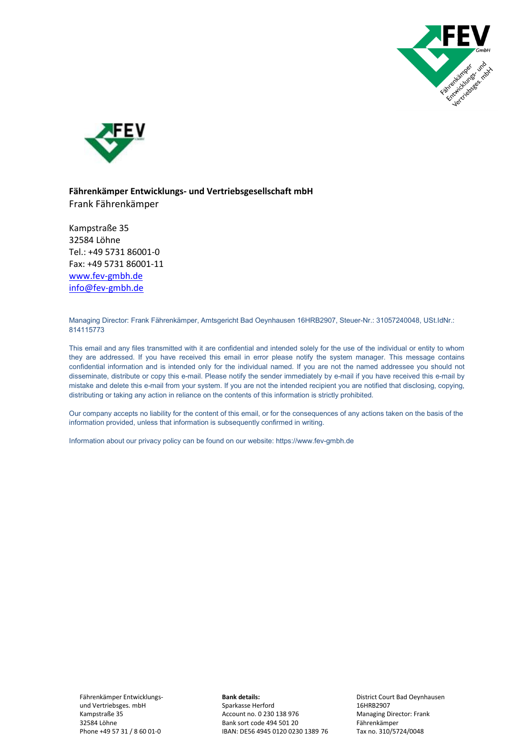**Fährenkämper Entwicklungs- und Vertriebsgesellschaft mbH**
Frank Fährenkämper

Kampstraße 35
32584 Löhne
Tel.: +49 5731 86001-0
Fax: +49 5731 86001-11
[www.fev-gmbh.de](http://www.fev-gmbh.de)
[info@fev-gmbh.de](mailto:info@fev-gmbh.de)

Managing Director: Frank Fährenkämper, Amtsgericht Bad Oeynhausen 16HRB2907, Steuer-Nr.: 31057240048, USt.IdNr.: 814115773

This email and any files transmitted with it are confidential and intended solely for the use of the individual or entity to whom they are addressed. If you have received this email in error please notify the system manager. This message contains confidential information and is intended only for the individual named. If you are not the named addressee you should not disseminate, distribute or copy this e-mail. Please notify the sender immediately by e-mail if you have received this e-mail by mistake and delete this e-mail from your system. If you are not the intended recipient you are notified that disclosing, copying, distributing or taking any action in reliance on the contents of this information is strictly prohibited.

Our company accepts no liability for the content of this email, or for the consequences of any actions taken on the basis of the information provided, unless that information is subsequently confirmed in writing.

Information about our privacy policy can be found on our website: https://www.fev-gmbh.de

Fährenkämper Entwicklungs- und Vertriebsges. mbH
Kampstraße 35
32584 Löhne
Phone +49 57 31 / 8 60 01-0

**Bank details:**
Sparkasse Herford
Account no. 0 230 138 976
Bank sort code 494 501 20
IBAN: DE56 4945 0120 0230 1389 76

District Court Bad Oeynhausen
16HRB2907
Managing Director: Frank Fährenkämper
Tax no. 310/5724/0048